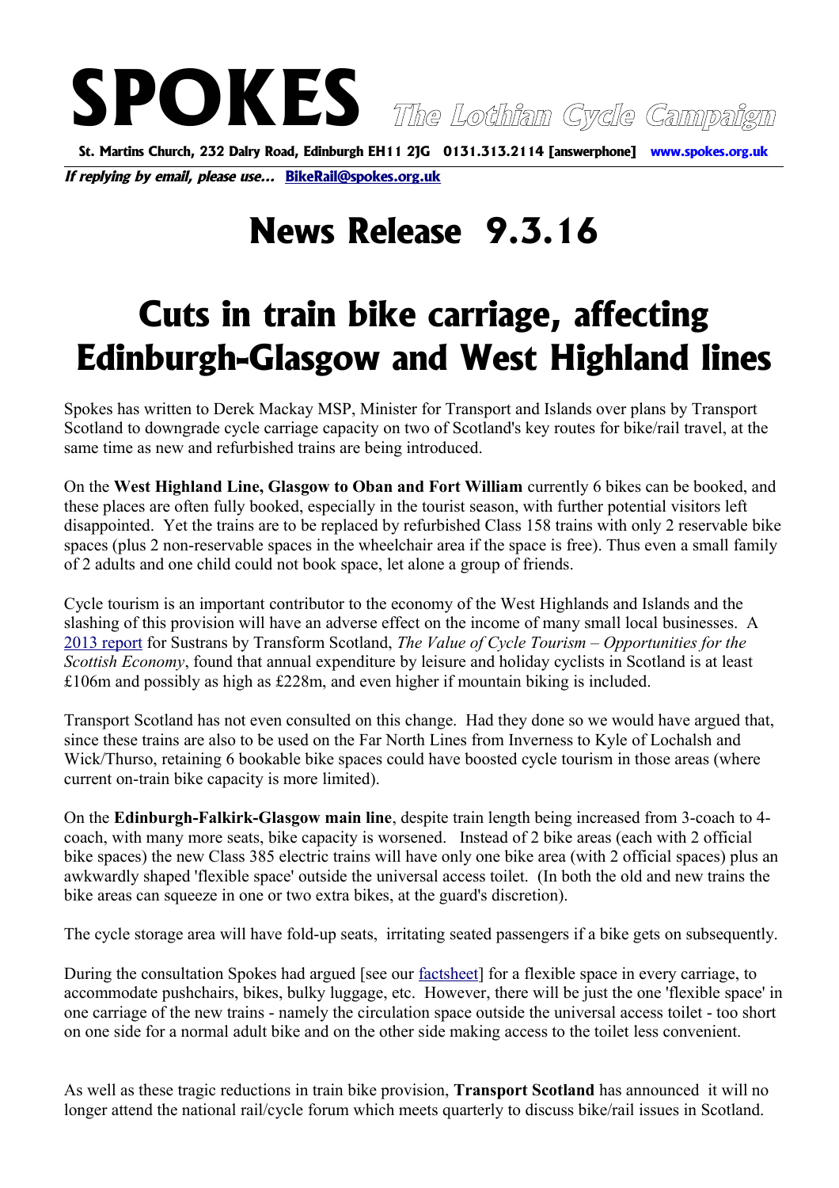# SPOKES *The Lothian Cycle Campaign*

**St. Martins Church, 232 Dalry Road, Edinburgh EH11 2JG 0131.313.2114 [answerphone] www.spokes.org.uk**

***If replying by email, please use...* BikeRail@spokes.org.uk**

# News Release 9.3.16

# Cuts in train bike carriage, affecting Edinburgh-Glasgow and West Highland lines

Spokes has written to Derek Mackay MSP, Minister for Transport and Islands over plans by Transport Scotland to downgrade cycle carriage capacity on two of Scotland's key routes for bike/rail travel, at the same time as new and refurbished trains are being introduced.

On the **West Highland Line, Glasgow to Oban and Fort William** currently 6 bikes can be booked, and these places are often fully booked, especially in the tourist season, with further potential visitors left disappointed. Yet the trains are to be replaced by refurbished Class 158 trains with only 2 reservable bike spaces (plus 2 non-reservable spaces in the wheelchair area if the space is free). Thus even a small family of 2 adults and one child could not book space, let alone a group of friends.

Cycle tourism is an important contributor to the economy of the West Highlands and Islands and the slashing of this provision will have an adverse effect on the income of many small local businesses. A 2013 report for Sustrans by Transform Scotland, *The Value of Cycle Tourism – Opportunities for the Scottish Economy*, found that annual expenditure by leisure and holiday cyclists in Scotland is at least £106m and possibly as high as £228m, and even higher if mountain biking is included.

Transport Scotland has not even consulted on this change. Had they done so we would have argued that, since these trains are also to be used on the Far North Lines from Inverness to Kyle of Lochalsh and Wick/Thurso, retaining 6 bookable bike spaces could have boosted cycle tourism in those areas (where current on-train bike capacity is more limited).

On the **Edinburgh-Falkirk-Glasgow main line**, despite train length being increased from 3-coach to 4-coach, with many more seats, bike capacity is worsened. Instead of 2 bike areas (each with 2 official bike spaces) the new Class 385 electric trains will have only one bike area (with 2 official spaces) plus an awkwardly shaped 'flexible space' outside the universal access toilet. (In both the old and new trains the bike areas can squeeze in one or two extra bikes, at the guard's discretion).

The cycle storage area will have fold-up seats, irritating seated passengers if a bike gets on subsequently.

During the consultation Spokes had argued [see our factsheet] for a flexible space in every carriage, to accommodate pushchairs, bikes, bulky luggage, etc. However, there will be just the one 'flexible space' in one carriage of the new trains - namely the circulation space outside the universal access toilet - too short on one side for a normal adult bike and on the other side making access to the toilet less convenient.

As well as these tragic reductions in train bike provision, **Transport Scotland** has announced it will no longer attend the national rail/cycle forum which meets quarterly to discuss bike/rail issues in Scotland.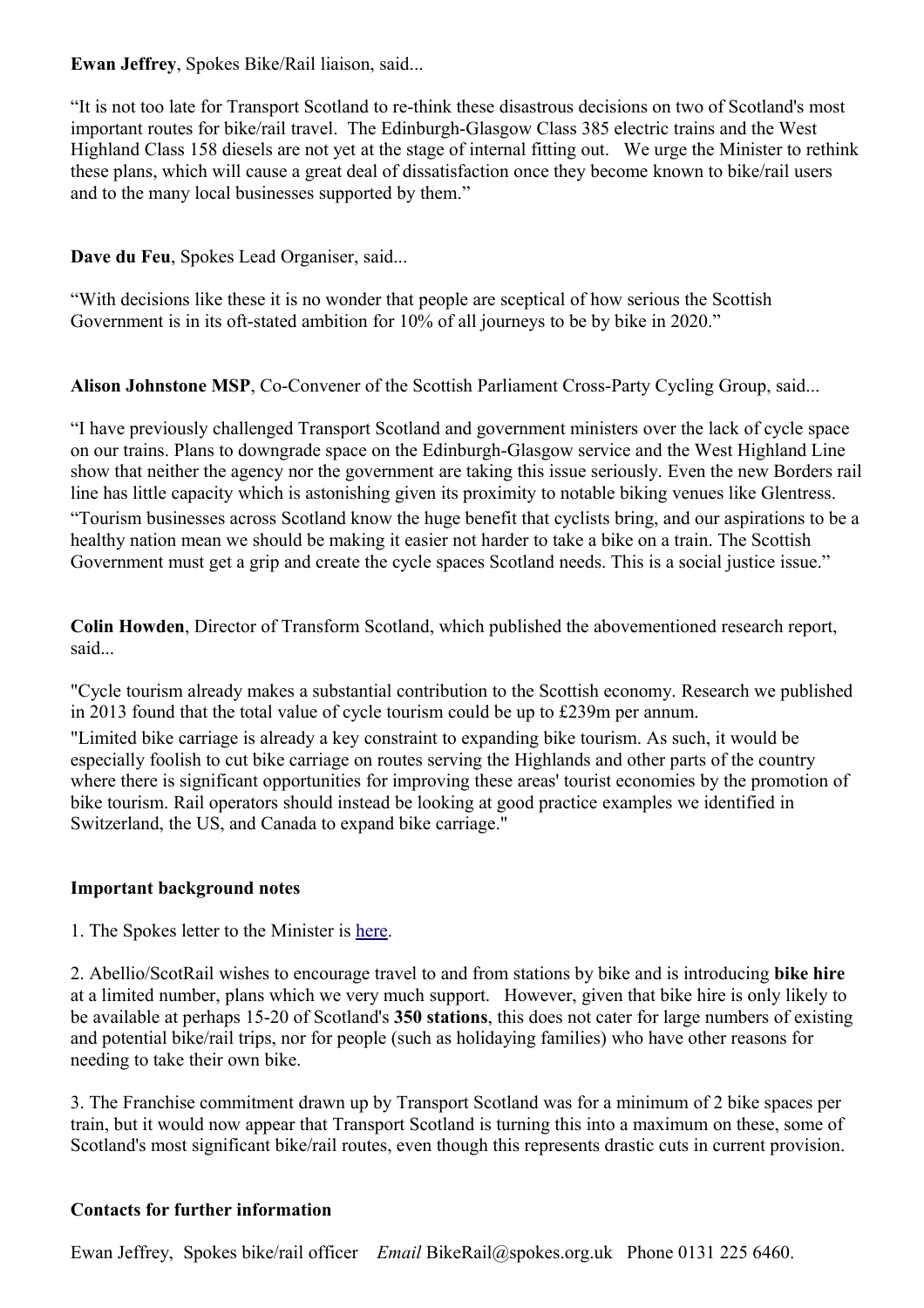**Ewan Jeffrey**, Spokes Bike/Rail liaison, said...

"It is not too late for Transport Scotland to re-think these disastrous decisions on two of Scotland's most important routes for bike/rail travel. The Edinburgh-Glasgow Class 385 electric trains and the West Highland Class 158 diesels are not yet at the stage of internal fitting out. We urge the Minister to rethink these plans, which will cause a great deal of dissatisfaction once they become known to bike/rail users and to the many local businesses supported by them."

**Dave du Feu**, Spokes Lead Organiser, said...

"With decisions like these it is no wonder that people are sceptical of how serious the Scottish Government is in its oft-stated ambition for 10% of all journeys to be by bike in 2020."

**Alison Johnstone MSP**, Co-Convener of the Scottish Parliament Cross-Party Cycling Group, said...

"I have previously challenged Transport Scotland and government ministers over the lack of cycle space on our trains. Plans to downgrade space on the Edinburgh-Glasgow service and the West Highland Line show that neither the agency nor the government are taking this issue seriously. Even the new Borders rail line has little capacity which is astonishing given its proximity to notable biking venues like Glentress.

"Tourism businesses across Scotland know the huge benefit that cyclists bring, and our aspirations to be a healthy nation mean we should be making it easier not harder to take a bike on a train. The Scottish Government must get a grip and create the cycle spaces Scotland needs. This is a social justice issue."

**Colin Howden**, Director of Transform Scotland, which published the abovementioned research report, said...

"Cycle tourism already makes a substantial contribution to the Scottish economy. Research we published in 2013 found that the total value of cycle tourism could be up to £239m per annum.

"Limited bike carriage is already a key constraint to expanding bike tourism. As such, it would be especially foolish to cut bike carriage on routes serving the Highlands and other parts of the country where there is significant opportunities for improving these areas' tourist economies by the promotion of bike tourism. Rail operators should instead be looking at good practice examples we identified in Switzerland, the US, and Canada to expand bike carriage."

**Important background notes**

1. The Spokes letter to the Minister is here.

2. Abellio/ScotRail wishes to encourage travel to and from stations by bike and is introducing **bike hire** at a limited number, plans which we very much support. However, given that bike hire is only likely to be available at perhaps 15-20 of Scotland's **350 stations**, this does not cater for large numbers of existing and potential bike/rail trips, nor for people (such as holidaying families) who have other reasons for needing to take their own bike.

3. The Franchise commitment drawn up by Transport Scotland was for a minimum of 2 bike spaces per train, but it would now appear that Transport Scotland is turning this into a maximum on these, some of Scotland's most significant bike/rail routes, even though this represents drastic cuts in current provision.

**Contacts for further information**

Ewan Jeffrey, Spokes bike/rail officer *Email* BikeRail@spokes.org.uk Phone 0131 225 6460.